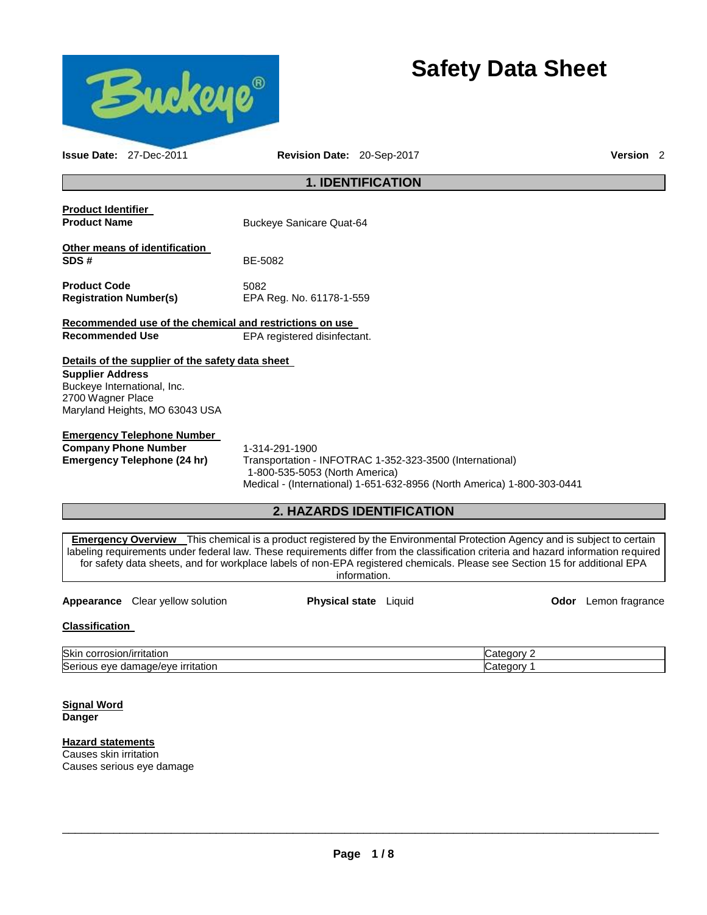# Safety Data Sheet

**Issue Date:** 27-Dec-2011 **Revision Date:** 20-Sep-2017 **Version** 2

## 1. IDENTIFICATION

**Product Identifier**

**Product Name** Buckeye Sanicare Quat-64

**Other means of identification**

**SDS #** BE-5082

**Product Code** 5082

**Registration Number(s)** EPA Reg. No. 61178-1-559

**Recommended use of the chemical and restrictions on use**

**Recommended Use** EPA registered disinfectant.

**Details of the supplier of the safety data sheet**

**Supplier Address**
Buckeye International, Inc.
2700 Wagner Place
Maryland Heights, MO 63043 USA

**Emergency Telephone Number**

**Company Phone Number** 1-314-291-1900

**Emergency Telephone (24 hr)** Transportation - INFOTRAC 1-352-323-3500 (International)
1-800-535-5053 (North America)
Medical - (International) 1-651-632-8956 (North America) 1-800-303-0441

## 2. HAZARDS IDENTIFICATION

**Emergency Overview** This chemical is a product registered by the Environmental Protection Agency and is subject to certain labeling requirements under federal law. These requirements differ from the classification criteria and hazard information required for safety data sheets, and for workplace labels of non-EPA registered chemicals. Please see Section 15 for additional EPA information.

**Appearance** Clear yellow solution **Physical state** Liquid **Odor** Lemon fragrance

**Classification**

| | |
|---|---|
| Skin corrosion/irritation | Category 2 |
| Serious eye damage/eye irritation | Category 1 |

**Signal Word**
**Danger**

**Hazard statements**
Causes skin irritation
Causes serious eye damage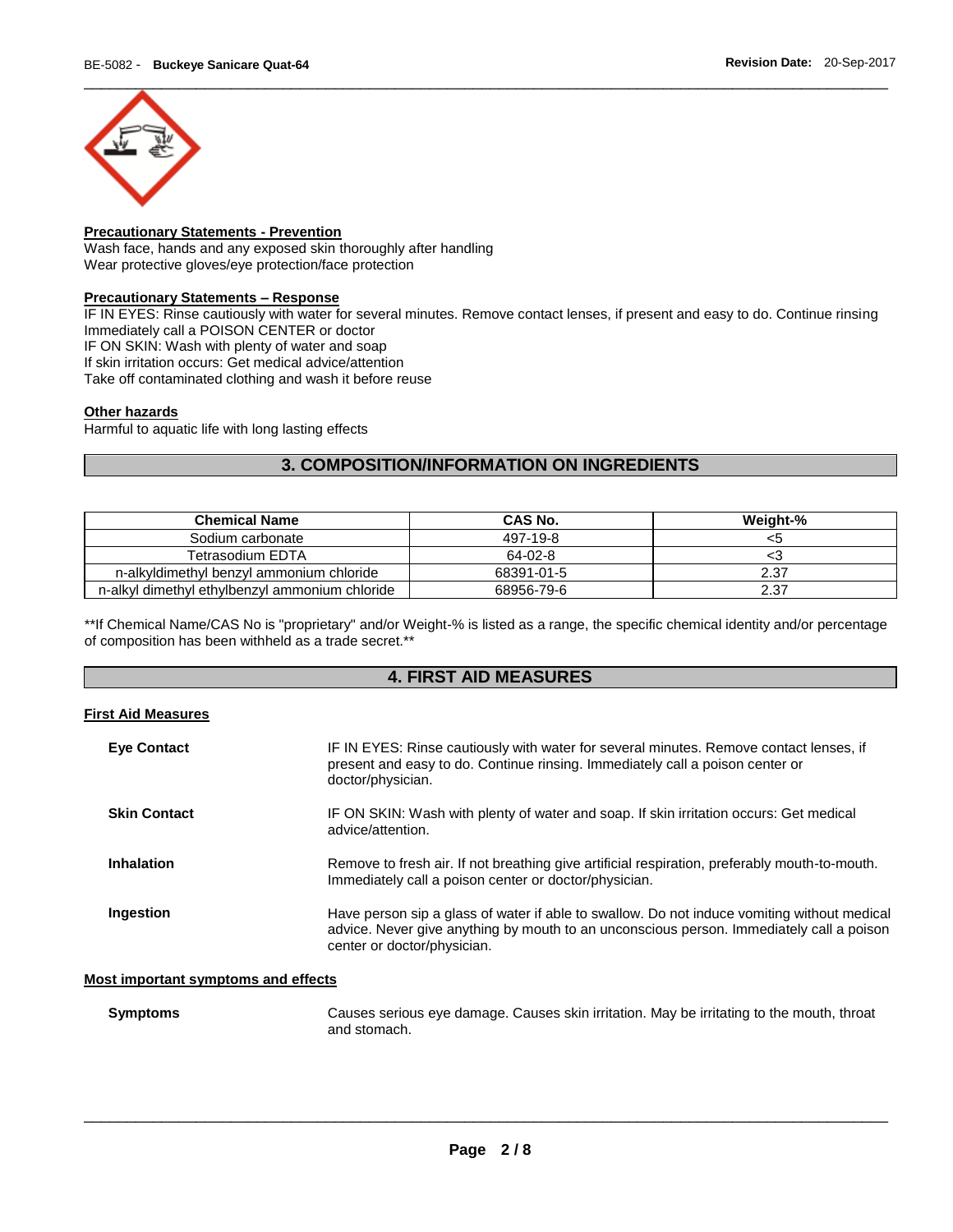**Precautionary Statements - Prevention**

Wash face, hands and any exposed skin thoroughly after handling
Wear protective gloves/eye protection/face protection

**Precautionary Statements – Response**

IF IN EYES: Rinse cautiously with water for several minutes. Remove contact lenses, if present and easy to do. Continue rinsing
Immediately call a POISON CENTER or doctor
IF ON SKIN: Wash with plenty of water and soap
If skin irritation occurs: Get medical advice/attention
Take off contaminated clothing and wash it before reuse

**Other hazards**

Harmful to aquatic life with long lasting effects

## 3. COMPOSITION/INFORMATION ON INGREDIENTS

| Chemical Name | CAS No. | Weight-% |
|---|---|---|
| Sodium carbonate | 497-19-8 | <5 |
| Tetrasodium EDTA | 64-02-8 | <3 |
| n-alkyldimethyl benzyl ammonium chloride | 68391-01-5 | 2.37 |
| n-alkyl dimethyl ethylbenzyl ammonium chloride | 68956-79-6 | 2.37 |

**If Chemical Name/CAS No is "proprietary" and/or Weight-% is listed as a range, the specific chemical identity and/or percentage of composition has been withheld as a trade secret.**

## 4. FIRST AID MEASURES

**First Aid Measures**

**Eye Contact**
IF IN EYES: Rinse cautiously with water for several minutes. Remove contact lenses, if present and easy to do. Continue rinsing. Immediately call a poison center or doctor/physician.

**Skin Contact**
IF ON SKIN: Wash with plenty of water and soap. If skin irritation occurs: Get medical advice/attention.

**Inhalation**
Remove to fresh air. If not breathing give artificial respiration, preferably mouth-to-mouth. Immediately call a poison center or doctor/physician.

**Ingestion**
Have person sip a glass of water if able to swallow. Do not induce vomiting without medical advice. Never give anything by mouth to an unconscious person. Immediately call a poison center or doctor/physician.

**Most important symptoms and effects**

**Symptoms**
Causes serious eye damage. Causes skin irritation. May be irritating to the mouth, throat and stomach.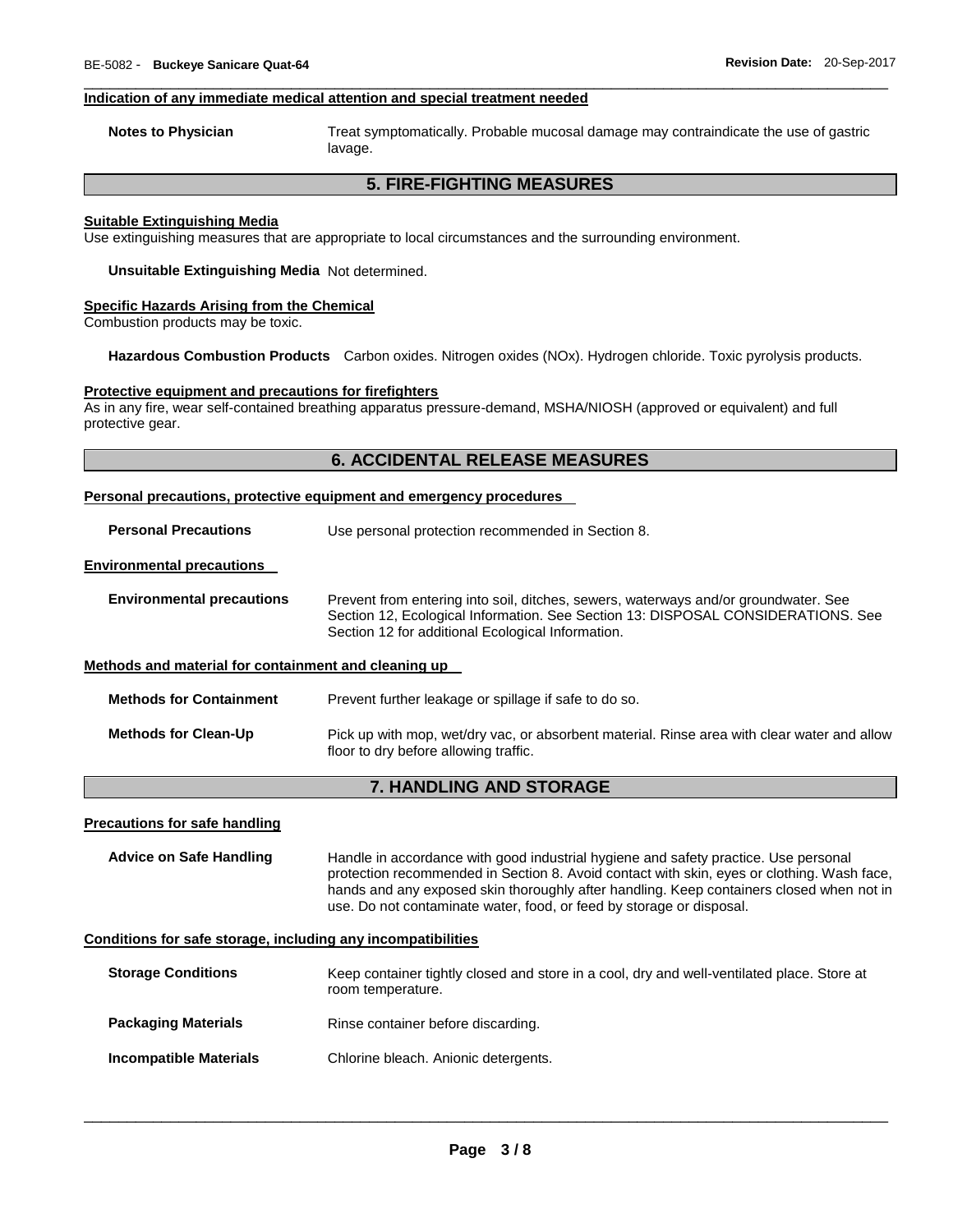#### Indication of any immediate medical attention and special treatment needed

**Notes to Physician** Treat symptomatically. Probable mucosal damage may contraindicate the use of gastric lavage.

## 5. FIRE-FIGHTING MEASURES

#### Suitable Extinguishing Media

Use extinguishing measures that are appropriate to local circumstances and the surrounding environment.

**Unsuitable Extinguishing Media** Not determined.

#### Specific Hazards Arising from the Chemical

Combustion products may be toxic.

**Hazardous Combustion Products** Carbon oxides. Nitrogen oxides (NOx). Hydrogen chloride. Toxic pyrolysis products.

#### Protective equipment and precautions for firefighters

As in any fire, wear self-contained breathing apparatus pressure-demand, MSHA/NIOSH (approved or equivalent) and full protective gear.

## 6. ACCIDENTAL RELEASE MEASURES

#### Personal precautions, protective equipment and emergency procedures

**Personal Precautions** Use personal protection recommended in Section 8.

#### Environmental precautions

**Environmental precautions** Prevent from entering into soil, ditches, sewers, waterways and/or groundwater. See Section 12, Ecological Information. See Section 13: DISPOSAL CONSIDERATIONS. See Section 12 for additional Ecological Information.

#### Methods and material for containment and cleaning up

**Methods for Containment** Prevent further leakage or spillage if safe to do so.

**Methods for Clean-Up** Pick up with mop, wet/dry vac, or absorbent material. Rinse area with clear water and allow floor to dry before allowing traffic.

## 7. HANDLING AND STORAGE

#### Precautions for safe handling

**Advice on Safe Handling** Handle in accordance with good industrial hygiene and safety practice. Use personal protection recommended in Section 8. Avoid contact with skin, eyes or clothing. Wash face, hands and any exposed skin thoroughly after handling. Keep containers closed when not in use. Do not contaminate water, food, or feed by storage or disposal.

#### Conditions for safe storage, including any incompatibilities

**Storage Conditions** Keep container tightly closed and store in a cool, dry and well-ventilated place. Store at room temperature.

**Packaging Materials** Rinse container before discarding.

**Incompatible Materials** Chlorine bleach. Anionic detergents.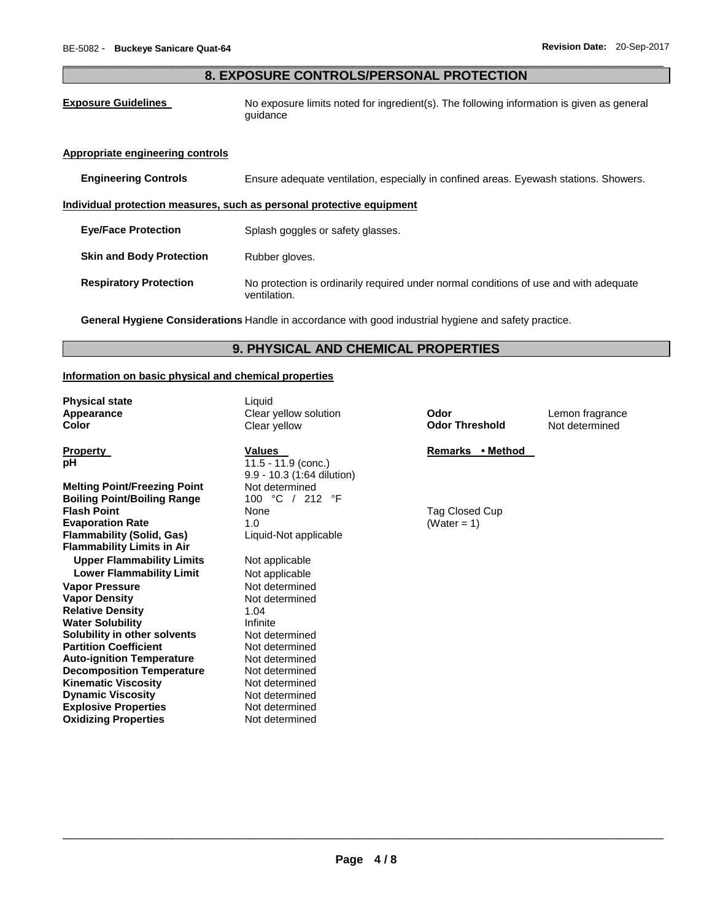## 8. EXPOSURE CONTROLS/PERSONAL PROTECTION

**Exposure Guidelines** No exposure limits noted for ingredient(s). The following information is given as general guidance

**Appropriate engineering controls**

**Engineering Controls** Ensure adequate ventilation, especially in confined areas. Eyewash stations. Showers.

**Individual protection measures, such as personal protective equipment**

**Eye/Face Protection** Splash goggles or safety glasses.

**Skin and Body Protection** Rubber gloves.

**Respiratory Protection** No protection is ordinarily required under normal conditions of use and with adequate ventilation.

**General Hygiene Considerations** Handle in accordance with good industrial hygiene and safety practice.

## 9. PHYSICAL AND CHEMICAL PROPERTIES

**Information on basic physical and chemical properties**

| | | | |
|---|---|---|---|
| **Physical state** | Liquid | | |
| **Appearance** | Clear yellow solution | **Odor** | Lemon fragrance |
| **Color** | Clear yellow | **Odor Threshold** | Not determined |

| **Property** | **Values** | **Remarks • Method** |
|---|---|---|
| **pH** | 11.5 - 11.9 (conc.)<br>9.9 - 10.3 (1:64 dilution) | |
| **Melting Point/Freezing Point** | Not determined | |
| **Boiling Point/Boiling Range** | 100 °C / 212 °F | |
| **Flash Point** | None | Tag Closed Cup |
| **Evaporation Rate** | 1.0 | (Water = 1) |
| **Flammability (Solid, Gas)** | Liquid-Not applicable | |
| **Flammability Limits in Air** | | |
| **Upper Flammability Limits** | Not applicable | |
| **Lower Flammability Limit** | Not applicable | |
| **Vapor Pressure** | Not determined | |
| **Vapor Density** | Not determined | |
| **Relative Density** | 1.04 | |
| **Water Solubility** | Infinite | |
| **Solubility in other solvents** | Not determined | |
| **Partition Coefficient** | Not determined | |
| **Auto-ignition Temperature** | Not determined | |
| **Decomposition Temperature** | Not determined | |
| **Kinematic Viscosity** | Not determined | |
| **Dynamic Viscosity** | Not determined | |
| **Explosive Properties** | Not determined | |
| **Oxidizing Properties** | Not determined | |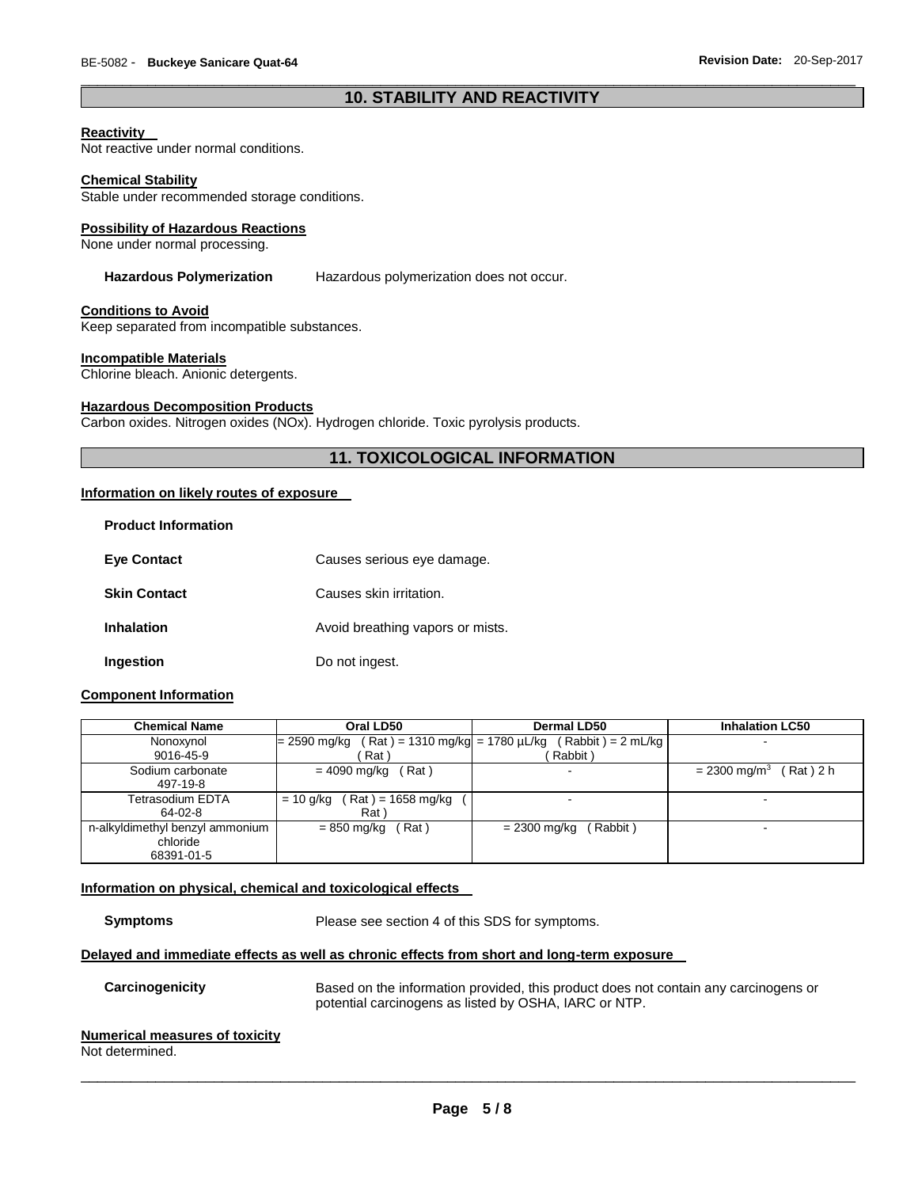## 10. STABILITY AND REACTIVITY

**Reactivity**
Not reactive under normal conditions.

**Chemical Stability**
Stable under recommended storage conditions.

**Possibility of Hazardous Reactions**
None under normal processing.

**Hazardous Polymerization** Hazardous polymerization does not occur.

**Conditions to Avoid**
Keep separated from incompatible substances.

**Incompatible Materials**
Chlorine bleach. Anionic detergents.

**Hazardous Decomposition Products**
Carbon oxides. Nitrogen oxides (NOx). Hydrogen chloride. Toxic pyrolysis products.

## 11. TOXICOLOGICAL INFORMATION

**Information on likely routes of exposure**

**Product Information**

**Eye Contact** Causes serious eye damage.

**Skin Contact** Causes skin irritation.

**Inhalation** Avoid breathing vapors or mists.

**Ingestion** Do not ingest.

**Component Information**

| Chemical Name | Oral LD50 | Dermal LD50 | Inhalation LC50 |
|---|---|---|---|
| Nonoxynol 9016-45-9 | = 2590 mg/kg ( Rat ) = 1310 mg/kg ( Rat ) | = 1780 µL/kg ( Rabbit ) = 2 mL/kg ( Rabbit ) | - |
| Sodium carbonate 497-19-8 | = 4090 mg/kg ( Rat ) | - | = 2300 mg/m$^3$ ( Rat ) 2 h |
| Tetrasodium EDTA 64-02-8 | = 10 g/kg ( Rat ) = 1658 mg/kg ( Rat ) | - | - |
| n-alkyldimethyl benzyl ammonium chloride 68391-01-5 | = 850 mg/kg ( Rat ) | = 2300 mg/kg ( Rabbit ) | - |

**Information on physical, chemical and toxicological effects**

**Symptoms** Please see section 4 of this SDS for symptoms.

**Delayed and immediate effects as well as chronic effects from short and long-term exposure**

**Carcinogenicity** Based on the information provided, this product does not contain any carcinogens or potential carcinogens as listed by OSHA, IARC or NTP.

**Numerical measures of toxicity**
Not determined.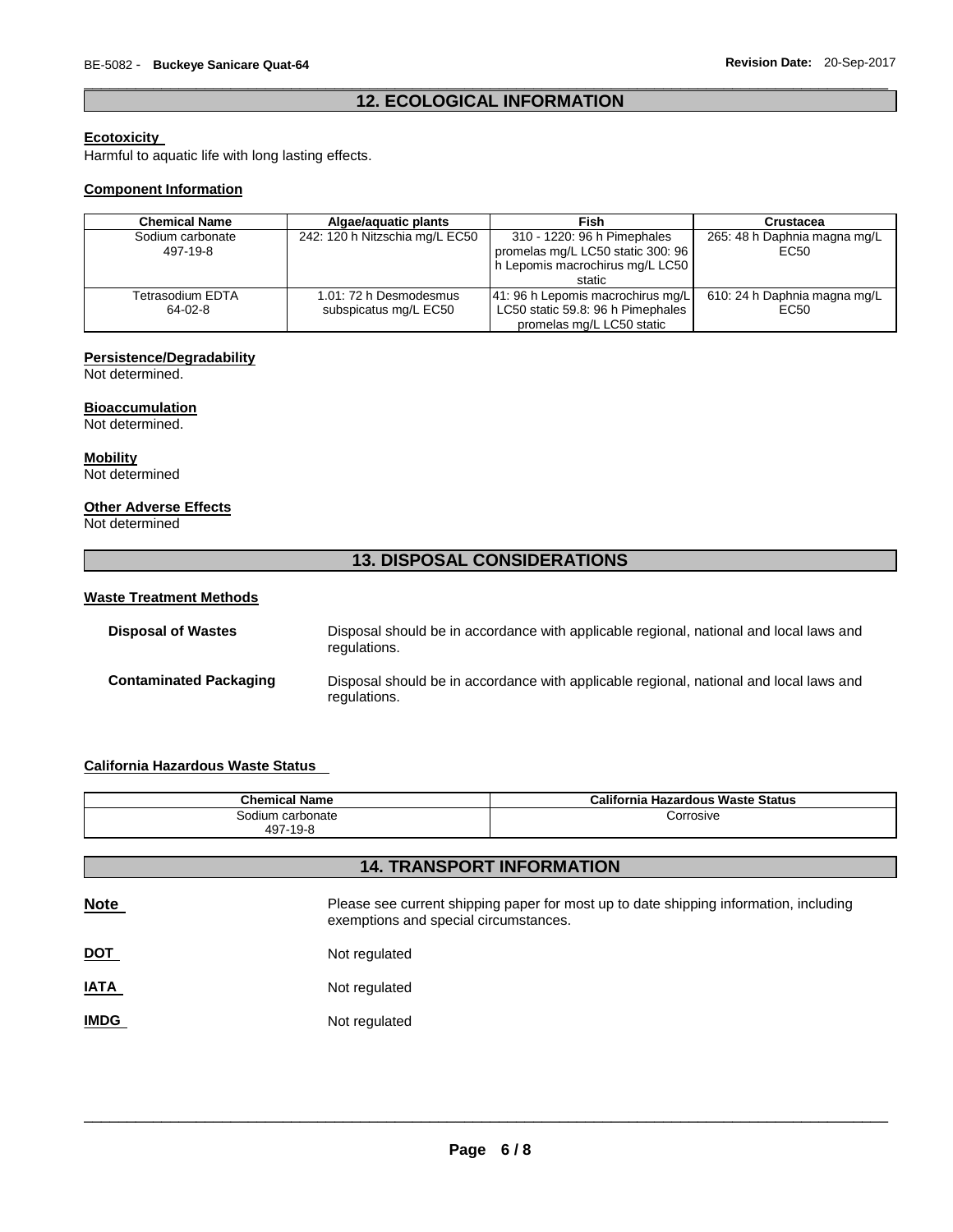## 12. ECOLOGICAL INFORMATION

**Ecotoxicity**

Harmful to aquatic life with long lasting effects.

**Component Information**

| Chemical Name | Algae/aquatic plants | Fish | Crustacea |
|---|---|---|---|
| Sodium carbonate<br>497-19-8 | 242: 120 h Nitzschia mg/L EC50 | 310 - 1220: 96 h Pimephales promelas mg/L LC50 static 300: 96 h Lepomis macrochirus mg/L LC50 static | 265: 48 h Daphnia magna mg/L EC50 |
| Tetrasodium EDTA<br>64-02-8 | 1.01: 72 h Desmodesmus subspicatus mg/L EC50 | 41: 96 h Lepomis macrochirus mg/L LC50 static 59.8: 96 h Pimephales promelas mg/L LC50 static | 610: 24 h Daphnia magna mg/L EC50 |

**Persistence/Degradability**

Not determined.

**Bioaccumulation**

Not determined.

**Mobility**

Not determined

**Other Adverse Effects**

Not determined

## 13. DISPOSAL CONSIDERATIONS

**Waste Treatment Methods**

**Disposal of Wastes** Disposal should be in accordance with applicable regional, national and local laws and regulations.

**Contaminated Packaging** Disposal should be in accordance with applicable regional, national and local laws and regulations.

**California Hazardous Waste Status**

| Chemical Name | California Hazardous Waste Status |
|---|---|
| Sodium carbonate<br>497-19-8 | Corrosive |

## 14. TRANSPORT INFORMATION

**Note** Please see current shipping paper for most up to date shipping information, including exemptions and special circumstances.

**DOT** Not regulated

**IATA** Not regulated

**IMDG** Not regulated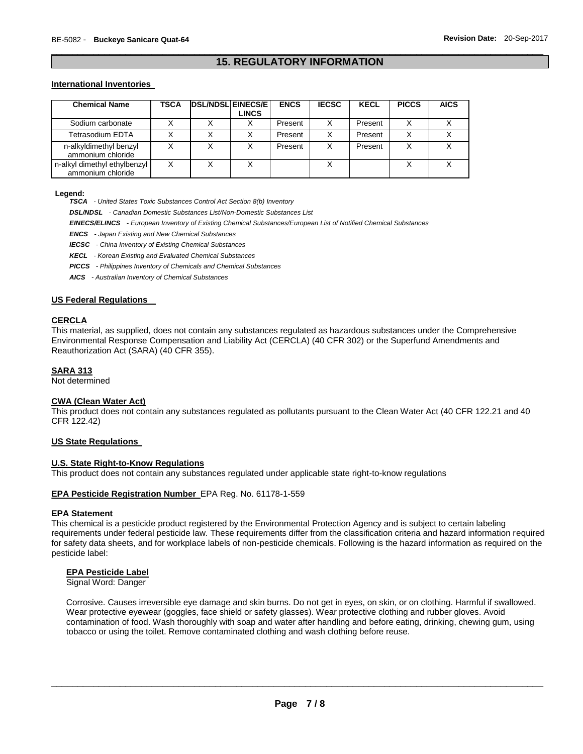# 15. REGULATORY INFORMATION

## International Inventories

| Chemical Name | TSCA | DSL/NDSL | EINECS/ELINCS | ENCS | IECSC | KECL | PICCS | AICS |
|---|---|---|---|---|---|---|---|---|
| Sodium carbonate | X | X | X | Present | X | Present | X | X |
| Tetrasodium EDTA | X | X | X | Present | X | Present | X | X |
| n-alkyldimethyl benzyl ammonium chloride | X | X | X | Present | X | Present | X | X |
| n-alkyl dimethyl ethylbenzyl ammonium chloride | X | X | X | | X | | X | X |

**Legend:**

***TSCA*** *- United States Toxic Substances Control Act Section 8(b) Inventory*

***DSL/NDSL*** *- Canadian Domestic Substances List/Non-Domestic Substances List*

***EINECS/ELINCS*** *- European Inventory of Existing Chemical Substances/European List of Notified Chemical Substances*

***ENCS*** *- Japan Existing and New Chemical Substances*

***IECSC*** *- China Inventory of Existing Chemical Substances*

***KECL*** *- Korean Existing and Evaluated Chemical Substances*

***PICCS*** *- Philippines Inventory of Chemicals and Chemical Substances*

***AICS*** *- Australian Inventory of Chemical Substances*

## US Federal Regulations

### CERCLA

This material, as supplied, does not contain any substances regulated as hazardous substances under the Comprehensive Environmental Response Compensation and Liability Act (CERCLA) (40 CFR 302) or the Superfund Amendments and Reauthorization Act (SARA) (40 CFR 355).

### SARA 313

Not determined

### CWA (Clean Water Act)

This product does not contain any substances regulated as pollutants pursuant to the Clean Water Act (40 CFR 122.21 and 40 CFR 122.42)

## US State Regulations

### U.S. State Right-to-Know Regulations

This product does not contain any substances regulated under applicable state right-to-know regulations

**EPA Pesticide Registration Number** EPA Reg. No. 61178-1-559

### EPA Statement

This chemical is a pesticide product registered by the Environmental Protection Agency and is subject to certain labeling requirements under federal pesticide law. These requirements differ from the classification criteria and hazard information required for safety data sheets, and for workplace labels of non-pesticide chemicals. Following is the hazard information as required on the pesticide label:

#### EPA Pesticide Label

Signal Word: Danger

Corrosive. Causes irreversible eye damage and skin burns. Do not get in eyes, on skin, or on clothing. Harmful if swallowed. Wear protective eyewear (goggles, face shield or safety glasses). Wear protective clothing and rubber gloves. Avoid contamination of food. Wash thoroughly with soap and water after handling and before eating, drinking, chewing gum, using tobacco or using the toilet. Remove contaminated clothing and wash clothing before reuse.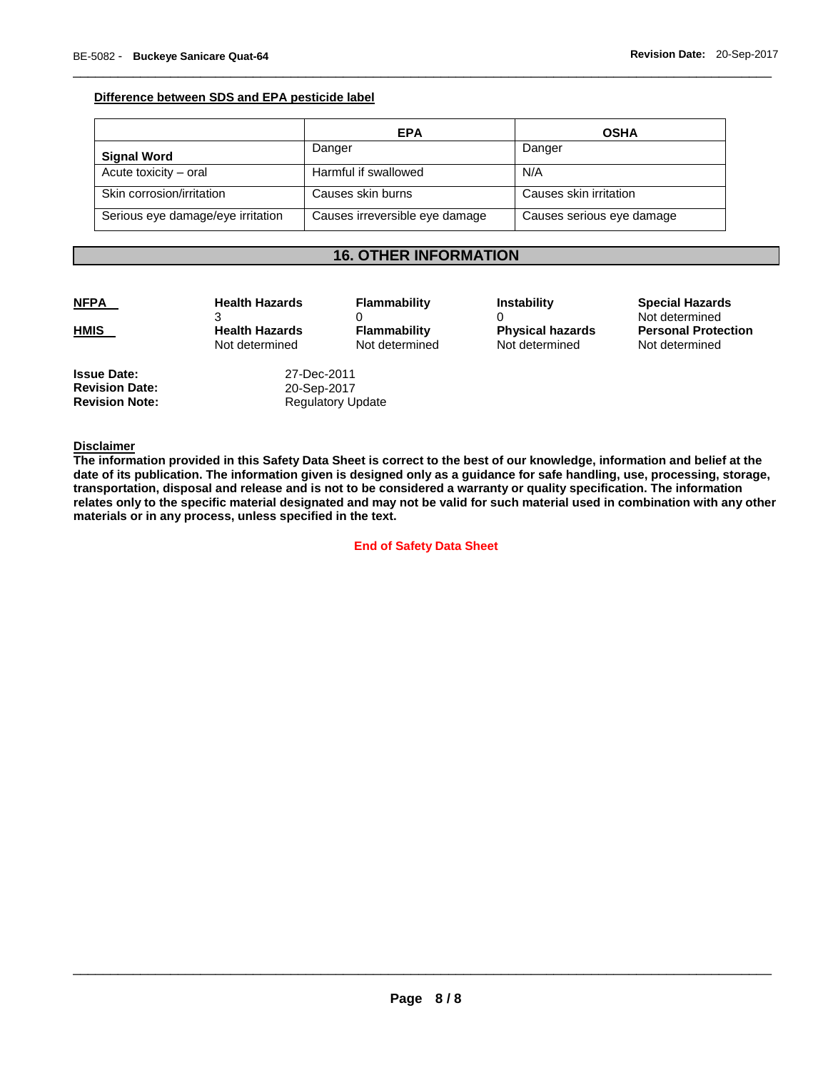**Difference between SDS and EPA pesticide label**

| | EPA | OSHA |
|---|---|---|
| **Signal Word** | Danger | Danger |
| Acute toxicity – oral | Harmful if swallowed | N/A |
| Skin corrosion/irritation | Causes skin burns | Causes skin irritation |
| Serious eye damage/eye irritation | Causes irreversible eye damage | Causes serious eye damage |

## 16. OTHER INFORMATION

| | | | | |
|---|---|---|---|---|
| **NFPA** | **Health Hazards** 3 | **Flammability** 0 | **Instability** 0 | **Special Hazards** Not determined |
| **HMIS** | **Health Hazards** Not determined | **Flammability** Not determined | **Physical hazards** Not determined | **Personal Protection** Not determined |

**Issue Date:** 27-Dec-2011
**Revision Date:** 20-Sep-2017
**Revision Note:** Regulatory Update

**Disclaimer**

**The information provided in this Safety Data Sheet is correct to the best of our knowledge, information and belief at the date of its publication. The information given is designed only as a guidance for safe handling, use, processing, storage, transportation, disposal and release and is not to be considered a warranty or quality specification. The information relates only to the specific material designated and may not be valid for such material used in combination with any other materials or in any process, unless specified in the text.**

**End of Safety Data Sheet**